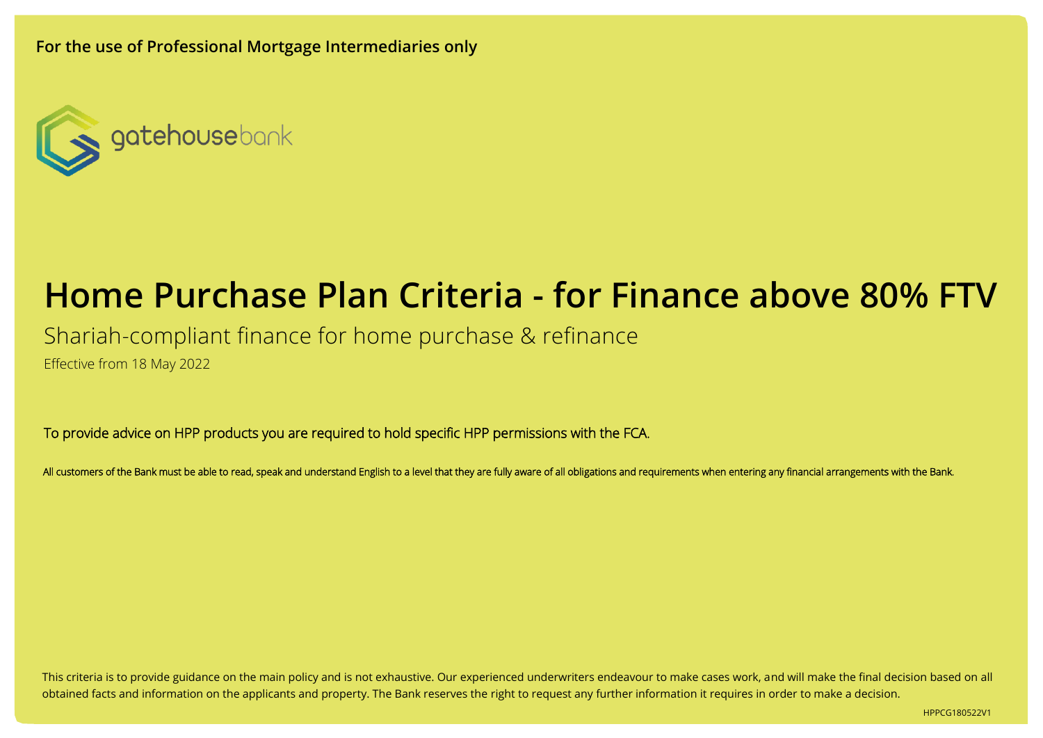**For the use of Professional Mortgage Intermediaries only**

gatehousebank

# Home Purchase Plan Criteria - for Finance above 80% FTV

Shariah-compliant finance for home purchase & refinance

Effective from 18 May 2022

To provide advice on HPP products you are required to hold specific HPP permissions with the FCA.

All customers of the Bank must be able to read, speak and understand English to a level that they are fully aware of all obligations and requirements when entering any financial arrangements with the Bank.

This criteria is to provide guidance on the main policy and is not exhaustive. Our experienced underwriters endeavour to make cases work, and will make the final decision based on all obtained facts and information on the applicants and property. The Bank reserves the right to request any further information it requires in order to make a decision.

HPPCG180522V1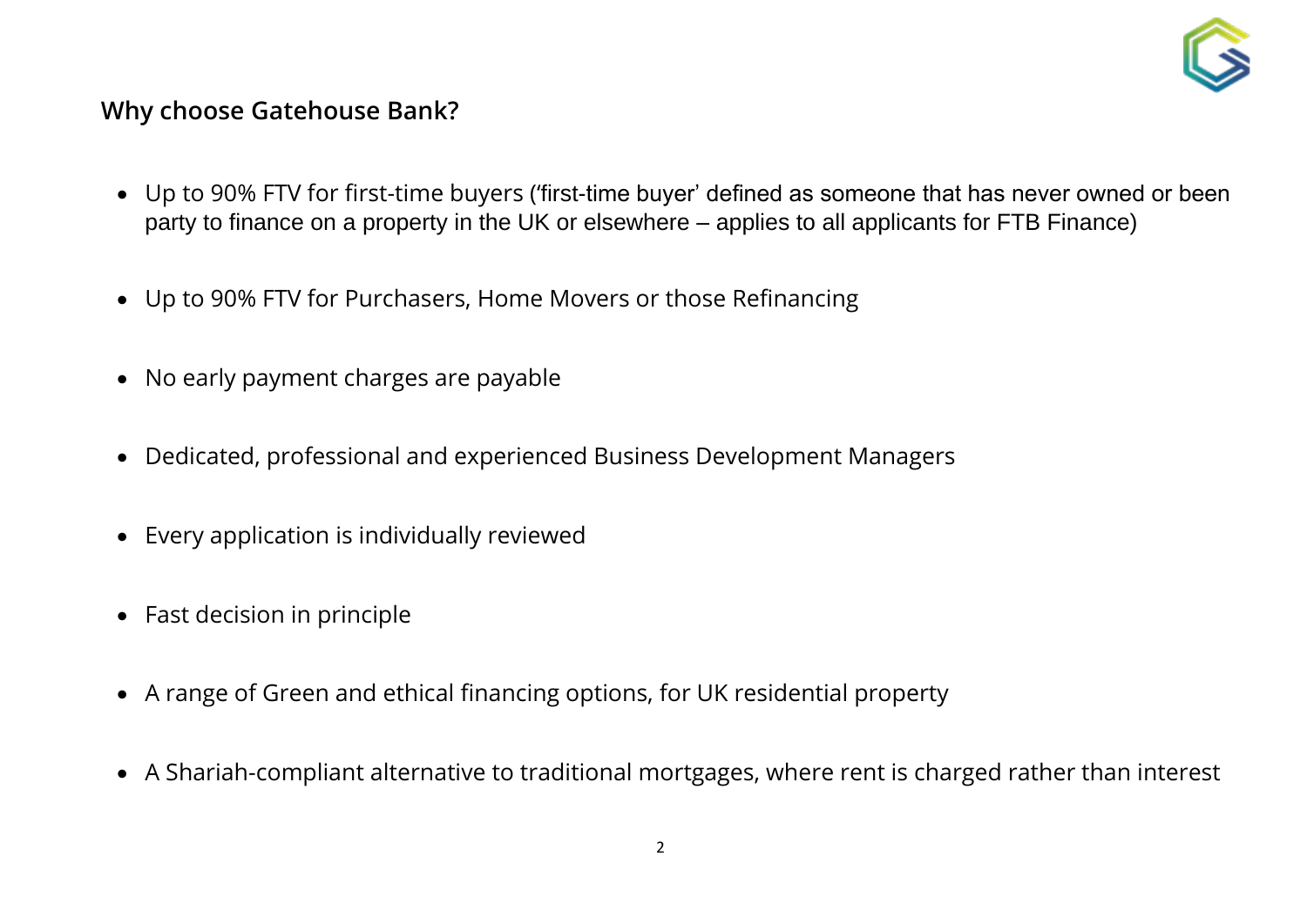## Why choose Gatehouse Bank?

- Up to 90% FTV for first-time buyers ('first-time buyer' defined as someone that has never owned or been party to finance on a property in the UK or elsewhere – applies to all applicants for FTB Finance)
- Up to 90% FTV for Purchasers, Home Movers or those Refinancing
- No early payment charges are payable
- Dedicated, professional and experienced Business Development Managers
- Every application is individually reviewed
- Fast decision in principle
- A range of Green and ethical financing options, for UK residential property
- A Shariah-compliant alternative to traditional mortgages, where rent is charged rather than interest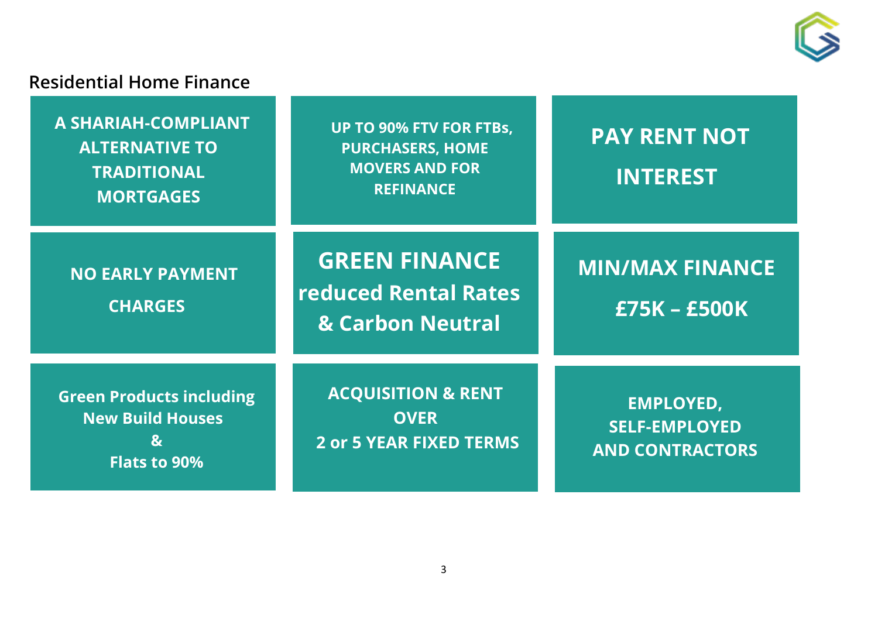## Residential Home Finance

- **A SHARIAH-COMPLIANT ALTERNATIVE TO TRADITIONAL MORTGAGES**
- **UP TO 90% FTV FOR FTBs, PURCHASERS, HOME MOVERS AND FOR REFINANCE**
- **PAY RENT NOT INTEREST**
- **NO EARLY PAYMENT CHARGES**
- **GREEN FINANCE reduced Rental Rates & Carbon Neutral**
- **MIN/MAX FINANCE £75K – £500K**
- **Green Products including New Build Houses & Flats to 90%**
- **ACQUISITION & RENT OVER 2 or 5 YEAR FIXED TERMS**
- **EMPLOYED, SELF-EMPLOYED AND CONTRACTORS**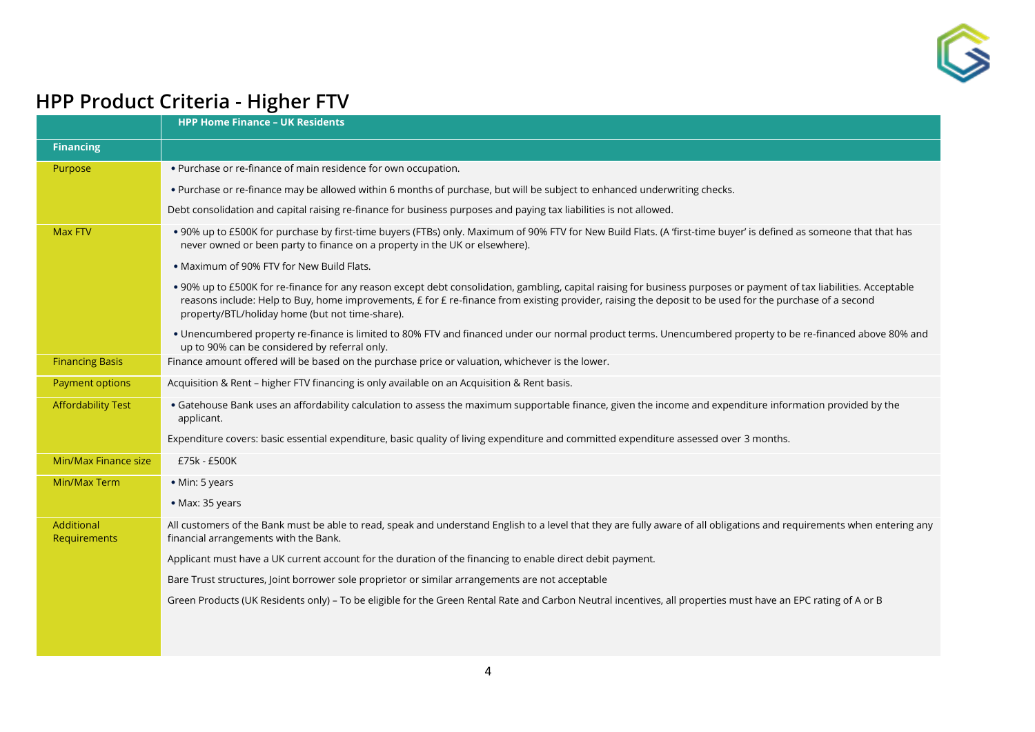## HPP Product Criteria - Higher FTV

| | HPP Home Finance – UK Residents |
|---|---|
| **Financing** | |
| Purpose | • Purchase or re-finance of main residence for own occupation.<br>• Purchase or re-finance may be allowed within 6 months of purchase, but will be subject to enhanced underwriting checks.<br>Debt consolidation and capital raising re-finance for business purposes and paying tax liabilities is not allowed. |
| Max FTV | • 90% up to £500K for purchase by first-time buyers (FTBs) only. Maximum of 90% FTV for New Build Flats. (A 'first-time buyer' is defined as someone that that has never owned or been party to finance on a property in the UK or elsewhere).<br>• Maximum of 90% FTV for New Build Flats.<br>• 90% up to £500K for re-finance for any reason except debt consolidation, gambling, capital raising for business purposes or payment of tax liabilities. Acceptable reasons include: Help to Buy, home improvements, £ for £ re-finance from existing provider, raising the deposit to be used for the purchase of a second property/BTL/holiday home (but not time-share).<br>• Unencumbered property re-finance is limited to 80% FTV and financed under our normal product terms. Unencumbered property to be re-financed above 80% and up to 90% can be considered by referral only. |
| Financing Basis | Finance amount offered will be based on the purchase price or valuation, whichever is the lower. |
| Payment options | Acquisition & Rent – higher FTV financing is only available on an Acquisition & Rent basis. |
| Affordability Test | • Gatehouse Bank uses an affordability calculation to assess the maximum supportable finance, given the income and expenditure information provided by the applicant.<br>Expenditure covers: basic essential expenditure, basic quality of living expenditure and committed expenditure assessed over 3 months. |
| Min/Max Finance size | £75k - £500K |
| Min/Max Term | • Min: 5 years<br>• Max: 35 years |
| Additional Requirements | All customers of the Bank must be able to read, speak and understand English to a level that they are fully aware of all obligations and requirements when entering any financial arrangements with the Bank.<br>Applicant must have a UK current account for the duration of the financing to enable direct debit payment.<br>Bare Trust structures, Joint borrower sole proprietor or similar arrangements are not acceptable<br>Green Products (UK Residents only) – To be eligible for the Green Rental Rate and Carbon Neutral incentives, all properties must have an EPC rating of A or B |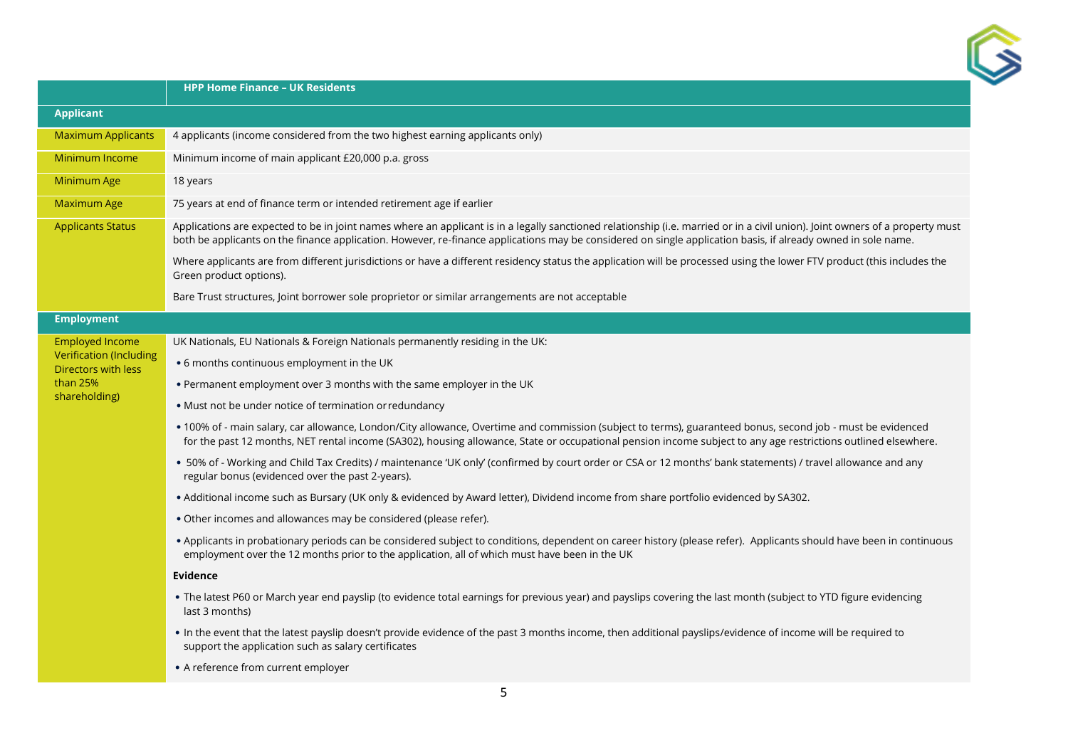| | HPP Home Finance – UK Residents |
|---|---|
| **Applicant** | |
| Maximum Applicants | 4 applicants (income considered from the two highest earning applicants only) |
| Minimum Income | Minimum income of main applicant £20,000 p.a. gross |
| Minimum Age | 18 years |
| Maximum Age | 75 years at end of finance term or intended retirement age if earlier |
| Applicants Status | Applications are expected to be in joint names where an applicant is in a legally sanctioned relationship (i.e. married or in a civil union). Joint owners of a property must both be applicants on the finance application. However, re-finance applications may be considered on single application basis, if already owned in sole name.<br><br>Where applicants are from different jurisdictions or have a different residency status the application will be processed using the lower FTV product (this includes the Green product options).<br><br>Bare Trust structures, Joint borrower sole proprietor or similar arrangements are not acceptable |
| **Employment** | |
| Employed Income Verification (Including Directors with less than 25% shareholding) | UK Nationals, EU Nationals & Foreign Nationals permanently residing in the UK:<br><br>• 6 months continuous employment in the UK<br><br>• Permanent employment over 3 months with the same employer in the UK<br><br>• Must not be under notice of termination or redundancy<br><br>• 100% of - main salary, car allowance, London/City allowance, Overtime and commission (subject to terms), guaranteed bonus, second job - must be evidenced for the past 12 months, NET rental income (SA302), housing allowance, State or occupational pension income subject to any age restrictions outlined elsewhere.<br><br>• 50% of - Working and Child Tax Credits) / maintenance 'UK only' (confirmed by court order or CSA or 12 months' bank statements) / travel allowance and any regular bonus (evidenced over the past 2-years).<br><br>• Additional income such as Bursary (UK only & evidenced by Award letter), Dividend income from share portfolio evidenced by SA302.<br><br>• Other incomes and allowances may be considered (please refer).<br><br>• Applicants in probationary periods can be considered subject to conditions, dependent on career history (please refer). Applicants should have been in continuous employment over the 12 months prior to the application, all of which must have been in the UK<br><br>**Evidence**<br><br>• The latest P60 or March year end payslip (to evidence total earnings for previous year) and payslips covering the last month (subject to YTD figure evidencing last 3 months)<br><br>• In the event that the latest payslip doesn't provide evidence of the past 3 months income, then additional payslips/evidence of income will be required to support the application such as salary certificates<br><br>• A reference from current employer |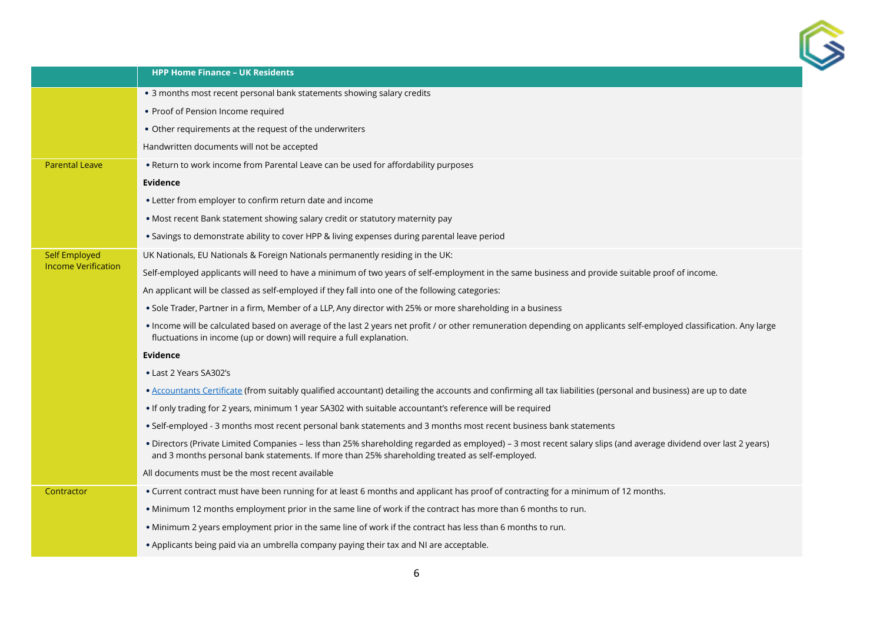| | HPP Home Finance – UK Residents |
|---|---|
| | • 3 months most recent personal bank statements showing salary credits<br>• Proof of Pension Income required<br>• Other requirements at the request of the underwriters<br>Handwritten documents will not be accepted |
| Parental Leave | • Return to work income from Parental Leave can be used for affordability purposes<br>**Evidence**<br>• Letter from employer to confirm return date and income<br>• Most recent Bank statement showing salary credit or statutory maternity pay<br>• Savings to demonstrate ability to cover HPP & living expenses during parental leave period |
| Self Employed Income Verification | UK Nationals, EU Nationals & Foreign Nationals permanently residing in the UK:<br>Self-employed applicants will need to have a minimum of two years of self-employment in the same business and provide suitable proof of income.<br>An applicant will be classed as self-employed if they fall into one of the following categories:<br>• Sole Trader, Partner in a firm, Member of a LLP, Any director with 25% or more shareholding in a business<br>• Income will be calculated based on average of the last 2 years net profit / or other remuneration depending on applicants self-employed classification. Any large fluctuations in income (up or down) will require a full explanation.<br>**Evidence**<br>• Last 2 Years SA302's<br>• Accountants Certificate (from suitably qualified accountant) detailing the accounts and confirming all tax liabilities (personal and business) are up to date<br>• If only trading for 2 years, minimum 1 year SA302 with suitable accountant's reference will be required<br>• Self-employed - 3 months most recent personal bank statements and 3 months most recent business bank statements<br>• Directors (Private Limited Companies – less than 25% shareholding regarded as employed) – 3 most recent salary slips (and average dividend over last 2 years) and 3 months personal bank statements. If more than 25% shareholding treated as self-employed.<br>All documents must be the most recent available |
| Contractor | • Current contract must have been running for at least 6 months and applicant has proof of contracting for a minimum of 12 months.<br>• Minimum 12 months employment prior in the same line of work if the contract has more than 6 months to run.<br>• Minimum 2 years employment prior in the same line of work if the contract has less than 6 months to run.<br>• Applicants being paid via an umbrella company paying their tax and NI are acceptable. |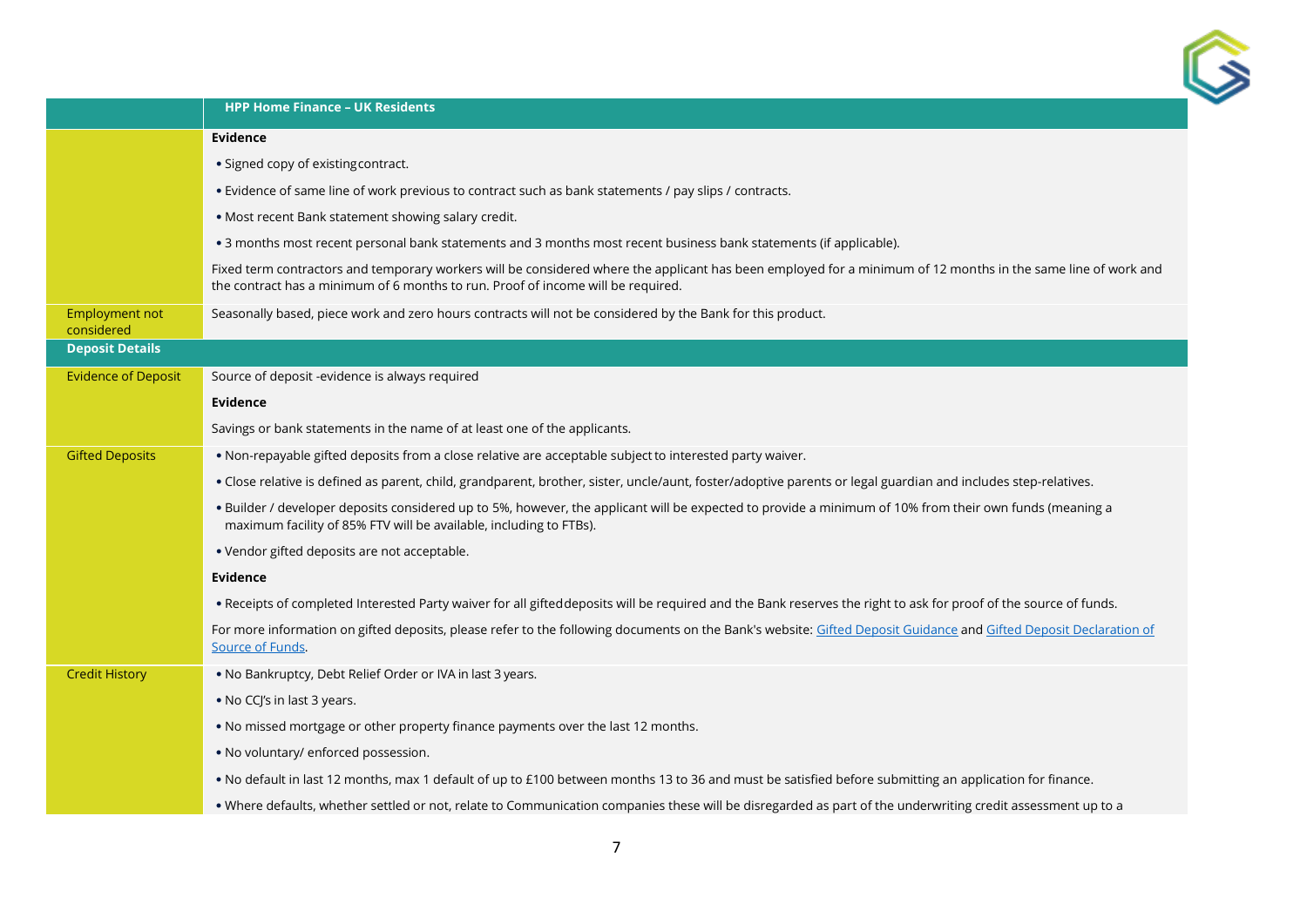| | HPP Home Finance – UK Residents |
|---|---|
| | **Evidence**<br>• Signed copy of existing contract.<br>• Evidence of same line of work previous to contract such as bank statements / pay slips / contracts.<br>• Most recent Bank statement showing salary credit.<br>• 3 months most recent personal bank statements and 3 months most recent business bank statements (if applicable).<br>Fixed term contractors and temporary workers will be considered where the applicant has been employed for a minimum of 12 months in the same line of work and the contract has a minimum of 6 months to run. Proof of income will be required. |
| Employment not considered | Seasonally based, piece work and zero hours contracts will not be considered by the Bank for this product. |
| **Deposit Details** | |
| Evidence of Deposit | Source of deposit -evidence is always required<br>**Evidence**<br>Savings or bank statements in the name of at least one of the applicants. |
| Gifted Deposits | • Non-repayable gifted deposits from a close relative are acceptable subject to interested party waiver.<br>• Close relative is defined as parent, child, grandparent, brother, sister, uncle/aunt, foster/adoptive parents or legal guardian and includes step-relatives.<br>• Builder / developer deposits considered up to 5%, however, the applicant will be expected to provide a minimum of 10% from their own funds (meaning a maximum facility of 85% FTV will be available, including to FTBs).<br>• Vendor gifted deposits are not acceptable.<br>**Evidence**<br>• Receipts of completed Interested Party waiver for all gifted deposits will be required and the Bank reserves the right to ask for proof of the source of funds.<br>For more information on gifted deposits, please refer to the following documents on the Bank's website: Gifted Deposit Guidance and Gifted Deposit Declaration of Source of Funds. |
| Credit History | • No Bankruptcy, Debt Relief Order or IVA in last 3 years.<br>• No CCJ's in last 3 years.<br>• No missed mortgage or other property finance payments over the last 12 months.<br>• No voluntary/ enforced possession.<br>• No default in last 12 months, max 1 default of up to £100 between months 13 to 36 and must be satisfied before submitting an application for finance.<br>• Where defaults, whether settled or not, relate to Communication companies these will be disregarded as part of the underwriting credit assessment up to a |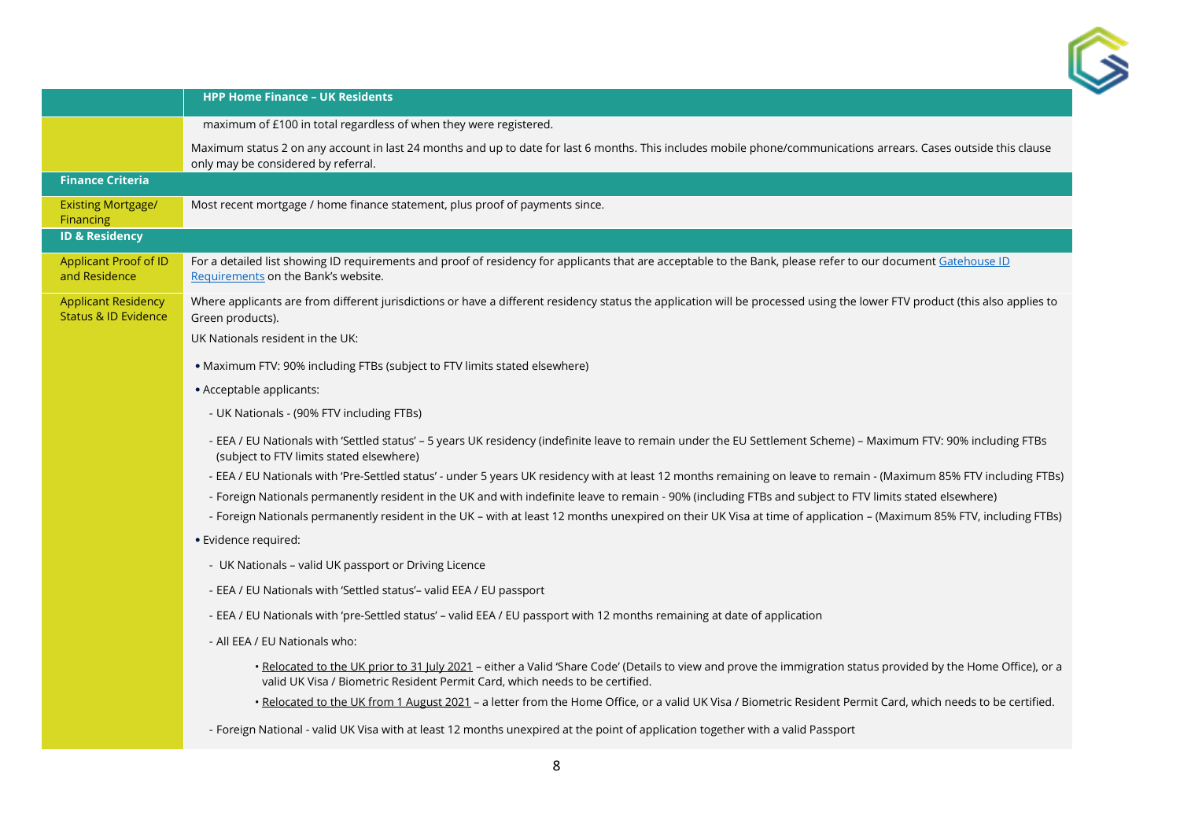| | HPP Home Finance – UK Residents |
|---|---|
| | maximum of £100 in total regardless of when they were registered.<br><br>Maximum status 2 on any account in last 24 months and up to date for last 6 months. This includes mobile phone/communications arrears. Cases outside this clause only may be considered by referral. |
| **Finance Criteria** | |
| Existing Mortgage/ Financing | Most recent mortgage / home finance statement, plus proof of payments since. |
| **ID & Residency** | |
| Applicant Proof of ID and Residence | For a detailed list showing ID requirements and proof of residency for applicants that are acceptable to the Bank, please refer to our document [Gatehouse ID Requirements] on the Bank's website. |
| Applicant Residency Status & ID Evidence | Where applicants are from different jurisdictions or have a different residency status the application will be processed using the lower FTV product (this also applies to Green products).<br><br>UK Nationals resident in the UK:<br><br>• Maximum FTV: 90% including FTBs (subject to FTV limits stated elsewhere)<br><br>• Acceptable applicants:<br><br>- UK Nationals - (90% FTV including FTBs)<br><br>- EEA / EU Nationals with 'Settled status' – 5 years UK residency (indefinite leave to remain under the EU Settlement Scheme) – Maximum FTV: 90% including FTBs (subject to FTV limits stated elsewhere)<br><br>- EEA / EU Nationals with 'Pre-Settled status' - under 5 years UK residency with at least 12 months remaining on leave to remain - (Maximum 85% FTV including FTBs)<br><br>- Foreign Nationals permanently resident in the UK and with indefinite leave to remain - 90% (including FTBs and subject to FTV limits stated elsewhere)<br><br>- Foreign Nationals permanently resident in the UK – with at least 12 months unexpired on their UK Visa at time of application – (Maximum 85% FTV, including FTBs)<br><br>• Evidence required:<br><br>- UK Nationals – valid UK passport or Driving Licence<br><br>- EEA / EU Nationals with 'Settled status'– valid EEA / EU passport<br><br>- EEA / EU Nationals with 'pre-Settled status' – valid EEA / EU passport with 12 months remaining at date of application<br><br>- All EEA / EU Nationals who:<br><br>• Relocated to the UK prior to 31 July 2021 – either a Valid 'Share Code' (Details to view and prove the immigration status provided by the Home Office), or a valid UK Visa / Biometric Resident Permit Card, which needs to be certified.<br><br>• Relocated to the UK from 1 August 2021 – a letter from the Home Office, or a valid UK Visa / Biometric Resident Permit Card, which needs to be certified.<br><br>- Foreign National - valid UK Visa with at least 12 months unexpired at the point of application together with a valid Passport |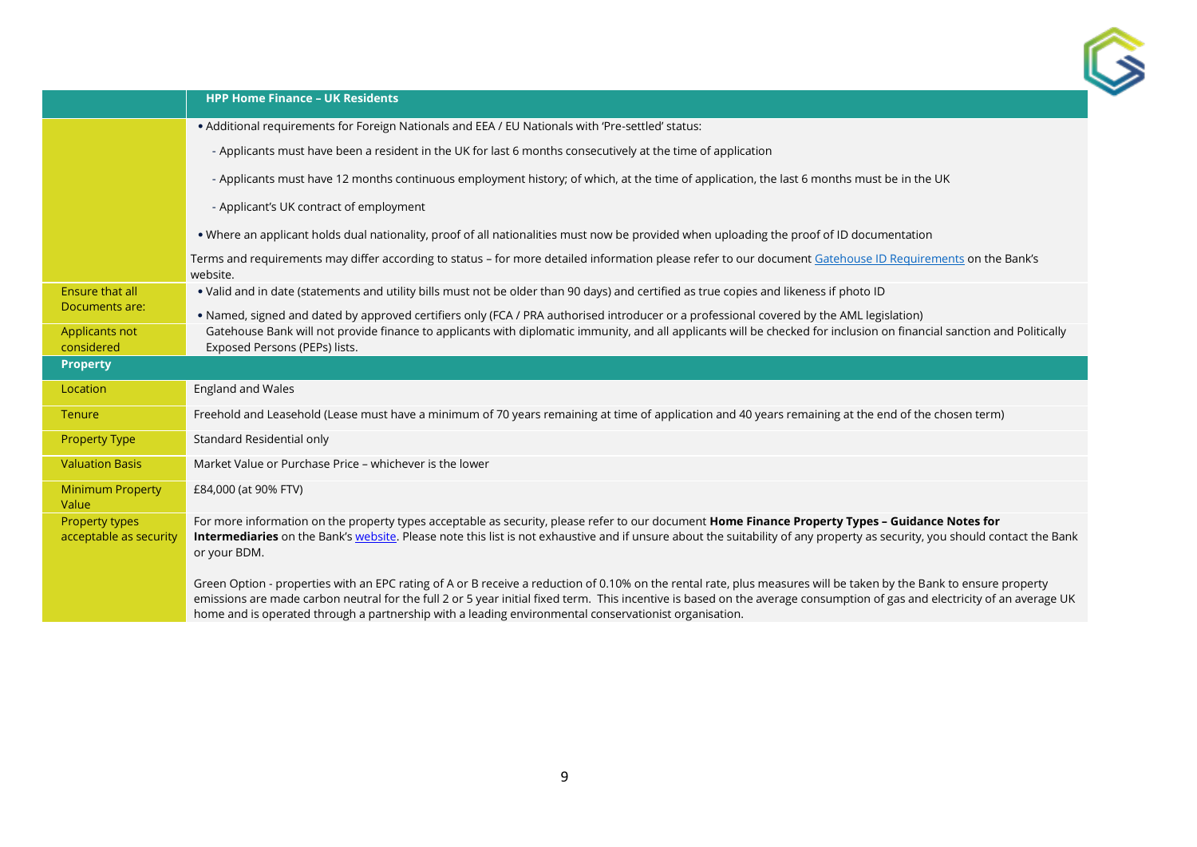| | HPP Home Finance – UK Residents |
|---|---|
| | • Additional requirements for Foreign Nationals and EEA / EU Nationals with 'Pre-settled' status:<br>- Applicants must have been a resident in the UK for last 6 months consecutively at the time of application<br>- Applicants must have 12 months continuous employment history; of which, at the time of application, the last 6 months must be in the UK<br>- Applicant's UK contract of employment<br>• Where an applicant holds dual nationality, proof of all nationalities must now be provided when uploading the proof of ID documentation<br>Terms and requirements may differ according to status – for more detailed information please refer to our document Gatehouse ID Requirements on the Bank's website. |
| Ensure that all Documents are: | • Valid and in date (statements and utility bills must not be older than 90 days) and certified as true copies and likeness if photo ID<br>• Named, signed and dated by approved certifiers only (FCA / PRA authorised introducer or a professional covered by the AML legislation) |
| Applicants not considered | Gatehouse Bank will not provide finance to applicants with diplomatic immunity, and all applicants will be checked for inclusion on financial sanction and Politically Exposed Persons (PEPs) lists. |
| **Property** | |
| Location | England and Wales |
| Tenure | Freehold and Leasehold (Lease must have a minimum of 70 years remaining at time of application and 40 years remaining at the end of the chosen term) |
| Property Type | Standard Residential only |
| Valuation Basis | Market Value or Purchase Price – whichever is the lower |
| Minimum Property Value | £84,000 (at 90% FTV) |
| Property types acceptable as security | For more information on the property types acceptable as security, please refer to our document **Home Finance Property Types – Guidance Notes for Intermediaries** on the Bank's website. Please note this list is not exhaustive and if unsure about the suitability of any property as security, you should contact the Bank or your BDM.<br><br>Green Option - properties with an EPC rating of A or B receive a reduction of 0.10% on the rental rate, plus measures will be taken by the Bank to ensure property emissions are made carbon neutral for the full 2 or 5 year initial fixed term. This incentive is based on the average consumption of gas and electricity of an average UK home and is operated through a partnership with a leading environmental conservationist organisation. |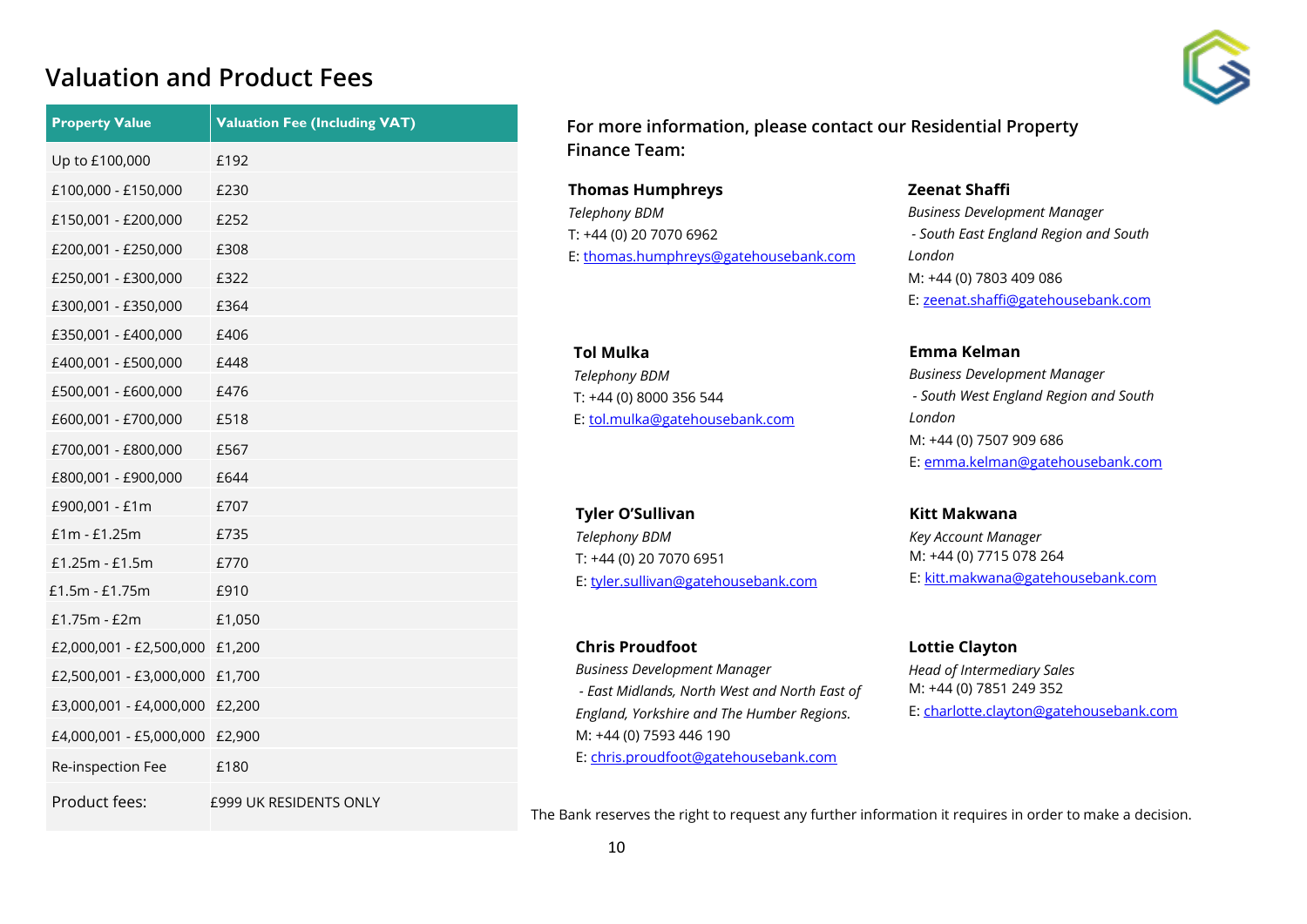## Valuation and Product Fees

| Property Value | Valuation Fee (Including VAT) |
|---|---|
| Up to £100,000 | £192 |
| £100,000 - £150,000 | £230 |
| £150,001 - £200,000 | £252 |
| £200,001 - £250,000 | £308 |
| £250,001 - £300,000 | £322 |
| £300,001 - £350,000 | £364 |
| £350,001 - £400,000 | £406 |
| £400,001 - £500,000 | £448 |
| £500,001 - £600,000 | £476 |
| £600,001 - £700,000 | £518 |
| £700,001 - £800,000 | £567 |
| £800,001 - £900,000 | £644 |
| £900,001 - £1m | £707 |
| £1m - £1.25m | £735 |
| £1.25m - £1.5m | £770 |
| £1.5m - £1.75m | £910 |
| £1.75m - £2m | £1,050 |
| £2,000,001 - £2,500,000 | £1,200 |
| £2,500,001 - £3,000,000 | £1,700 |
| £3,000,001 - £4,000,000 | £2,200 |
| £4,000,001 - £5,000,000 | £2,900 |
| Re-inspection Fee | £180 |
| Product fees: | £999 UK RESIDENTS ONLY |

**For more information, please contact our Residential Property Finance Team:**

**Thomas Humphreys**
*Telephony BDM*
T: +44 (0) 20 7070 6962
E: thomas.humphreys@gatehousebank.com

**Zeenat Shaffi**
*Business Development Manager*
*- South East England Region and South London*
M: +44 (0) 7803 409 086
E: zeenat.shaffi@gatehousebank.com

**Tol Mulka**
*Telephony BDM*
T: +44 (0) 8000 356 544
E: tol.mulka@gatehousebank.com

**Emma Kelman**
*Business Development Manager*
*- South West England Region and South London*
M: +44 (0) 7507 909 686
E: emma.kelman@gatehousebank.com

**Tyler O'Sullivan**
*Telephony BDM*
T: +44 (0) 20 7070 6951
E: tyler.sullivan@gatehousebank.com

**Kitt Makwana**
*Key Account Manager*
M: +44 (0) 7715 078 264
E: kitt.makwana@gatehousebank.com

**Chris Proudfoot**
*Business Development Manager*
*- East Midlands, North West and North East of England, Yorkshire and The Humber Regions.*
M: +44 (0) 7593 446 190
E: chris.proudfoot@gatehousebank.com

**Lottie Clayton**
*Head of Intermediary Sales*
M: +44 (0) 7851 249 352
E: charlotte.clayton@gatehousebank.com

The Bank reserves the right to request any further information it requires in order to make a decision.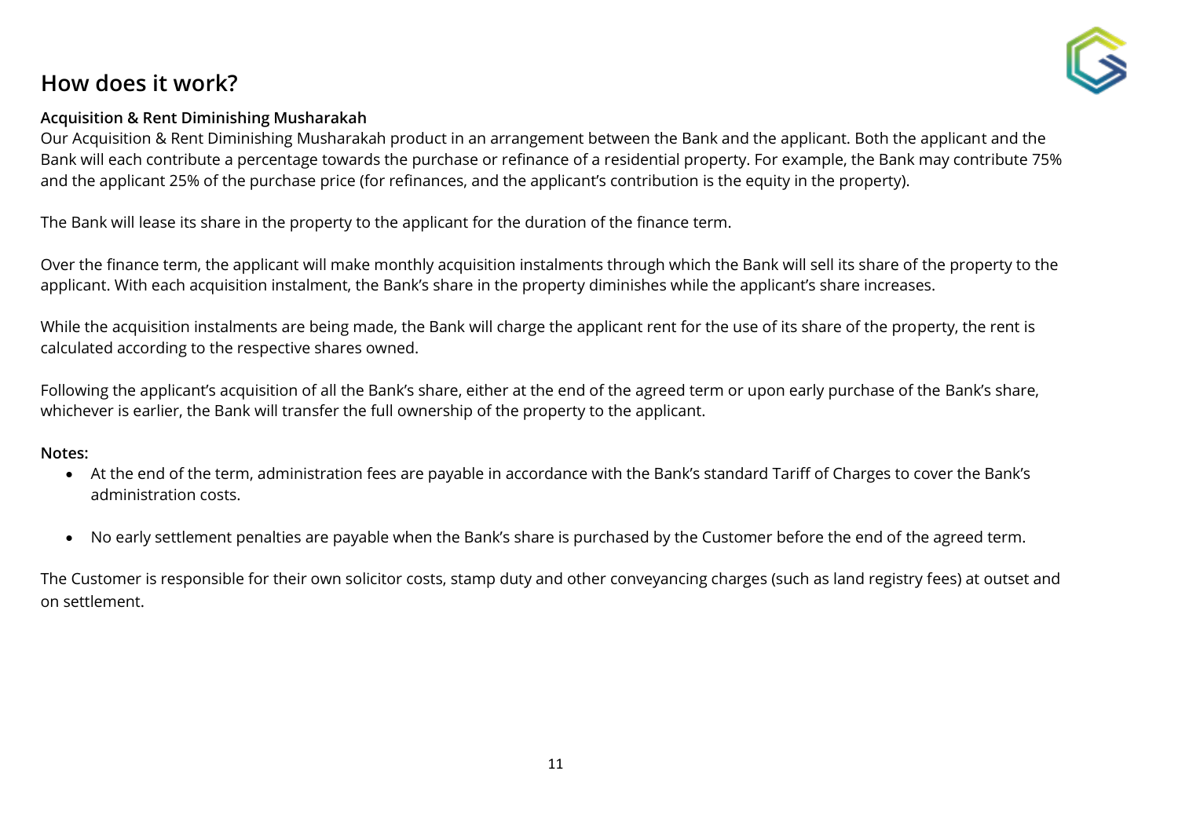## How does it work?

**Acquisition & Rent Diminishing Musharakah**

Our Acquisition & Rent Diminishing Musharakah product in an arrangement between the Bank and the applicant. Both the applicant and the Bank will each contribute a percentage towards the purchase or refinance of a residential property. For example, the Bank may contribute 75% and the applicant 25% of the purchase price (for refinances, and the applicant's contribution is the equity in the property).

The Bank will lease its share in the property to the applicant for the duration of the finance term.

Over the finance term, the applicant will make monthly acquisition instalments through which the Bank will sell its share of the property to the applicant. With each acquisition instalment, the Bank's share in the property diminishes while the applicant's share increases.

While the acquisition instalments are being made, the Bank will charge the applicant rent for the use of its share of the property, the rent is calculated according to the respective shares owned.

Following the applicant's acquisition of all the Bank's share, either at the end of the agreed term or upon early purchase of the Bank's share, whichever is earlier, the Bank will transfer the full ownership of the property to the applicant.

**Notes:**

- At the end of the term, administration fees are payable in accordance with the Bank's standard Tariff of Charges to cover the Bank's administration costs.
- No early settlement penalties are payable when the Bank's share is purchased by the Customer before the end of the agreed term.

The Customer is responsible for their own solicitor costs, stamp duty and other conveyancing charges (such as land registry fees) at outset and on settlement.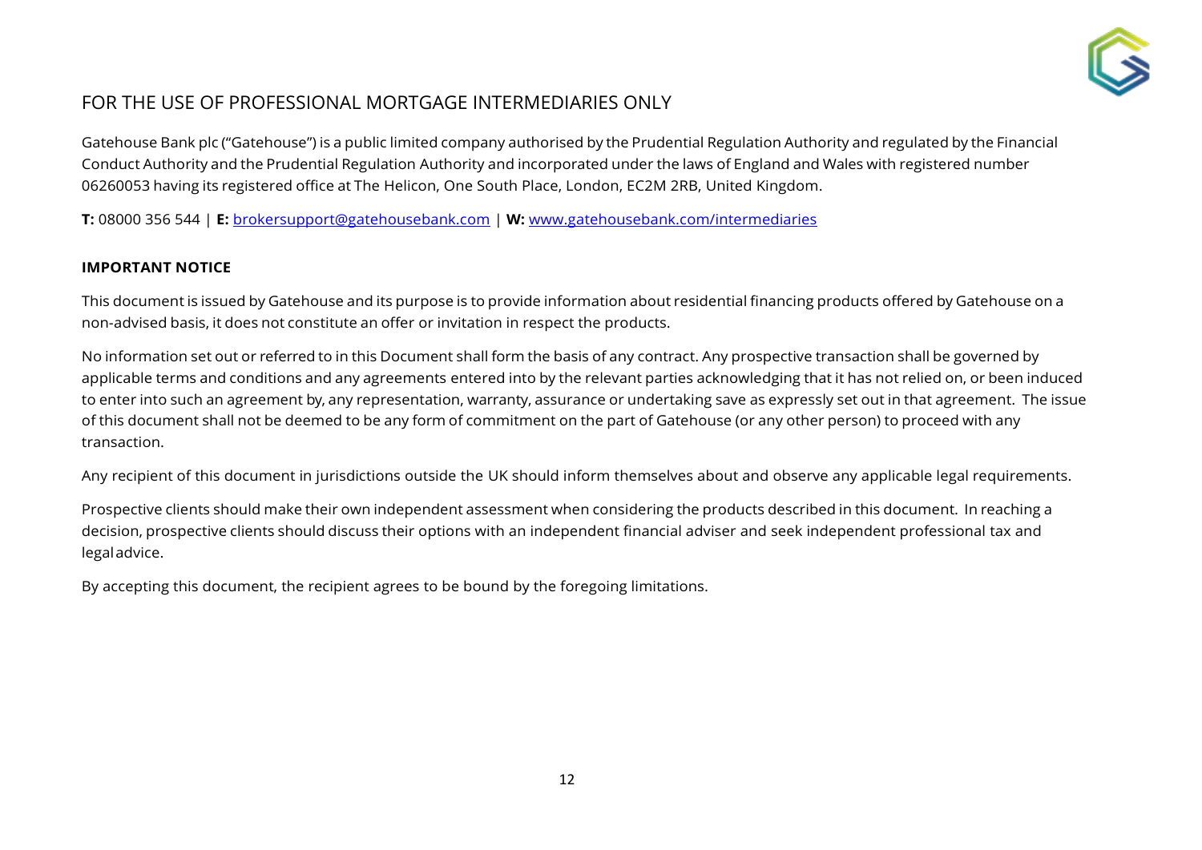FOR THE USE OF PROFESSIONAL MORTGAGE INTERMEDIARIES ONLY

Gatehouse Bank plc ("Gatehouse") is a public limited company authorised by the Prudential Regulation Authority and regulated by the Financial Conduct Authority and the Prudential Regulation Authority and incorporated under the laws of England and Wales with registered number 06260053 having its registered office at The Helicon, One South Place, London, EC2M 2RB, United Kingdom.

**T:** 08000 356 544 | **E:** brokersupport@gatehousebank.com | **W:** www.gatehousebank.com/intermediaries

**IMPORTANT NOTICE**

This document is issued by Gatehouse and its purpose is to provide information about residential financing products offered by Gatehouse on a non-advised basis, it does not constitute an offer or invitation in respect the products.

No information set out or referred to in this Document shall form the basis of any contract. Any prospective transaction shall be governed by applicable terms and conditions and any agreements entered into by the relevant parties acknowledging that it has not relied on, or been induced to enter into such an agreement by, any representation, warranty, assurance or undertaking save as expressly set out in that agreement. The issue of this document shall not be deemed to be any form of commitment on the part of Gatehouse (or any other person) to proceed with any transaction.

Any recipient of this document in jurisdictions outside the UK should inform themselves about and observe any applicable legal requirements.

Prospective clients should make their own independent assessment when considering the products described in this document. In reaching a decision, prospective clients should discuss their options with an independent financial adviser and seek independent professional tax and legal advice.

By accepting this document, the recipient agrees to be bound by the foregoing limitations.